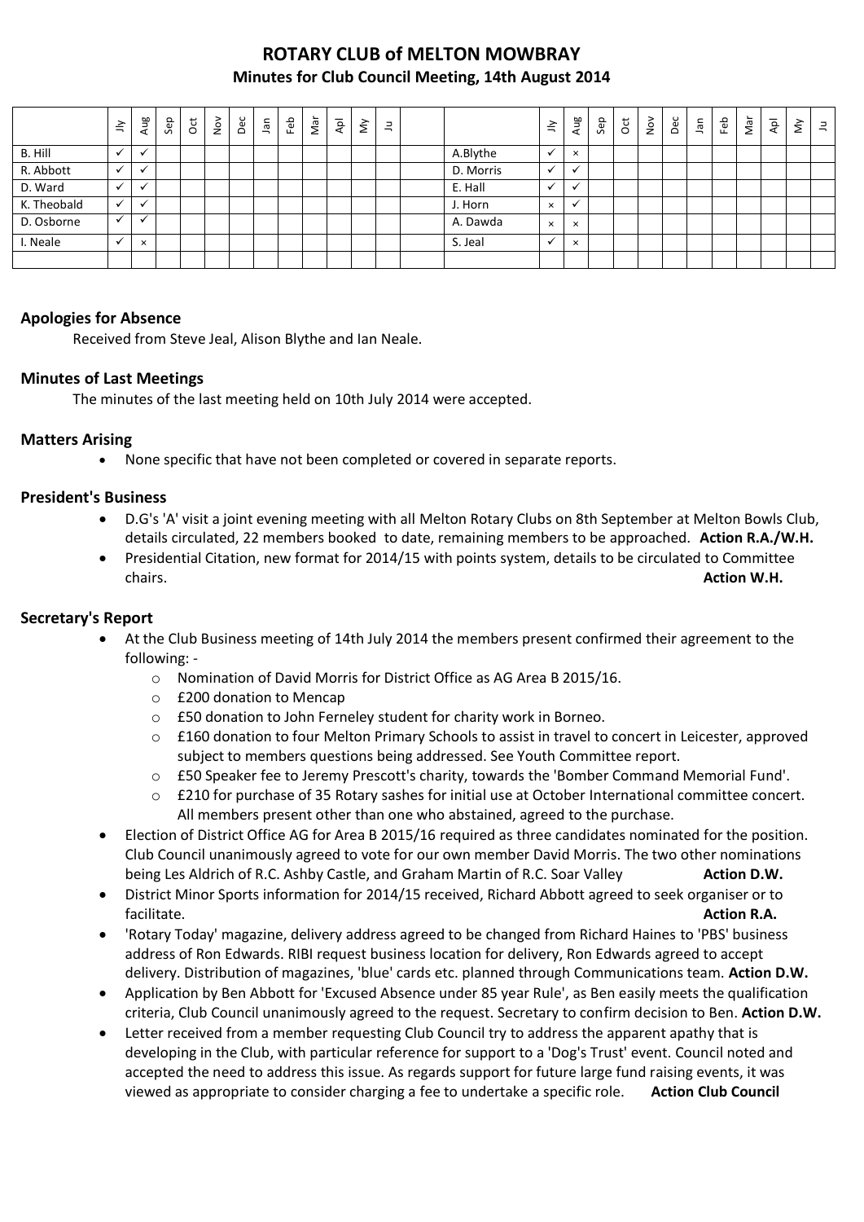# ROTARY CLUB of MELTON MOWBRAY

## Minutes for Club Council Meeting, 14th August 2014

| | Jly | Aug | Sep | Oct | Nov | Dec | Jan | Feb | Mar | Apl | My | Ju | | | Jly | Aug | Sep | Oct | Nov | Dec | Jan | Feb | Mar | Apl | My | Ju |
|---|---|---|---|---|---|---|---|---|---|---|---|---|---|---|---|---|---|---|---|---|---|---|---|---|---|---|
| B. Hill | ✓ | ✓ | | | | | | | | | | | | A.Blythe | ✓ | × | | | | | | | | | | |
| R. Abbott | ✓ | ✓ | | | | | | | | | | | | D. Morris | ✓ | ✓ | | | | | | | | | | |
| D. Ward | ✓ | ✓ | | | | | | | | | | | | E. Hall | ✓ | ✓ | | | | | | | | | | |
| K. Theobald | ✓ | ✓ | | | | | | | | | | | | J. Horn | × | ✓ | | | | | | | | | | |
| D. Osborne | ✓ | ✓ | | | | | | | | | | | | A. Dawda | × | × | | | | | | | | | | |
| I. Neale | ✓ | × | | | | | | | | | | | | S. Jeal | ✓ | × | | | | | | | | | | |

### Apologies for Absence

Received from Steve Jeal, Alison Blythe and Ian Neale.

### Minutes of Last Meetings

The minutes of the last meeting held on 10th July 2014 were accepted.

### Matters Arising

- None specific that have not been completed or covered in separate reports.

### President's Business

- D.G's 'A' visit a joint evening meeting with all Melton Rotary Clubs on 8th September at Melton Bowls Club, details circulated, 22 members booked to date, remaining members to be approached. **Action R.A./W.H.**
- Presidential Citation, new format for 2014/15 with points system, details to be circulated to Committee chairs. **Action W.H.**

### Secretary's Report

- At the Club Business meeting of 14th July 2014 the members present confirmed their agreement to the following: -
  - Nomination of David Morris for District Office as AG Area B 2015/16.
  - £200 donation to Mencap
  - £50 donation to John Ferneley student for charity work in Borneo.
  - £160 donation to four Melton Primary Schools to assist in travel to concert in Leicester, approved subject to members questions being addressed. See Youth Committee report.
  - £50 Speaker fee to Jeremy Prescott's charity, towards the 'Bomber Command Memorial Fund'.
  - £210 for purchase of 35 Rotary sashes for initial use at October International committee concert. All members present other than one who abstained, agreed to the purchase.
- Election of District Office AG for Area B 2015/16 required as three candidates nominated for the position. Club Council unanimously agreed to vote for our own member David Morris. The two other nominations being Les Aldrich of R.C. Ashby Castle, and Graham Martin of R.C. Soar Valley **Action D.W.**
- District Minor Sports information for 2014/15 received, Richard Abbott agreed to seek organiser or to facilitate. **Action R.A.**
- 'Rotary Today' magazine, delivery address agreed to be changed from Richard Haines to 'PBS' business address of Ron Edwards. RIBI request business location for delivery, Ron Edwards agreed to accept delivery. Distribution of magazines, 'blue' cards etc. planned through Communications team. **Action D.W.**
- Application by Ben Abbott for 'Excused Absence under 85 year Rule', as Ben easily meets the qualification criteria, Club Council unanimously agreed to the request. Secretary to confirm decision to Ben. **Action D.W.**
- Letter received from a member requesting Club Council try to address the apparent apathy that is developing in the Club, with particular reference for support to a 'Dog's Trust' event. Council noted and accepted the need to address this issue. As regards support for future large fund raising events, it was viewed as appropriate to consider charging a fee to undertake a specific role. **Action Club Council**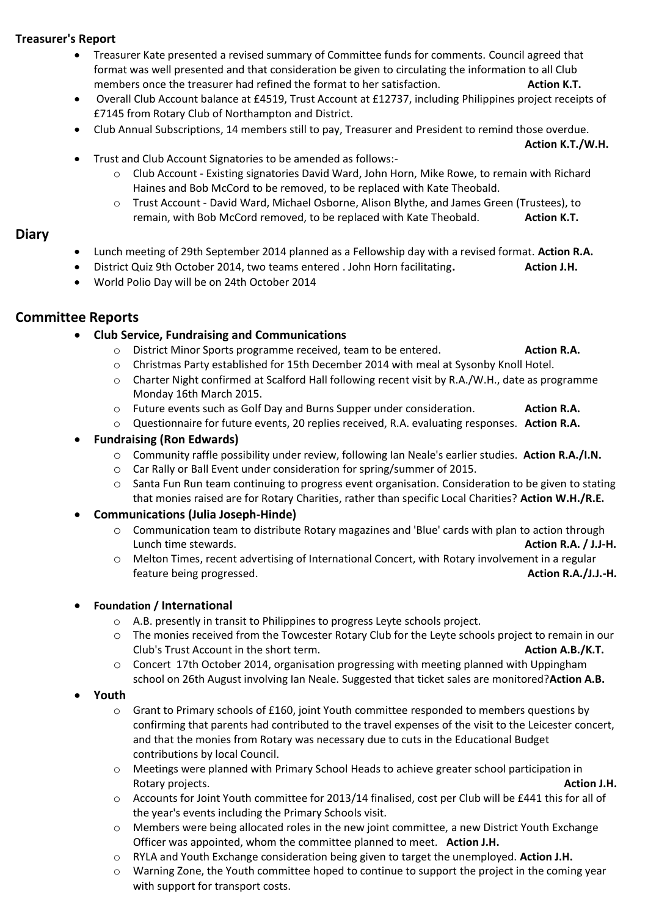**Treasurer's Report**

- Treasurer Kate presented a revised summary of Committee funds for comments. Council agreed that format was well presented and that consideration be given to circulating the information to all Club members once the treasurer had refined the format to her satisfaction. **Action K.T.**
- Overall Club Account balance at £4519, Trust Account at £12737, including Philippines project receipts of £7145 from Rotary Club of Northampton and District.
- Club Annual Subscriptions, 14 members still to pay, Treasurer and President to remind those overdue. **Action K.T./W.H.**
- Trust and Club Account Signatories to be amended as follows:-
  - Club Account - Existing signatories David Ward, John Horn, Mike Rowe, to remain with Richard Haines and Bob McCord to be removed, to be replaced with Kate Theobald.
  - Trust Account - David Ward, Michael Osborne, Alison Blythe, and James Green (Trustees), to remain, with Bob McCord removed, to be replaced with Kate Theobald. **Action K.T.**

## Diary

- Lunch meeting of 29th September 2014 planned as a Fellowship day with a revised format. **Action R.A.**
- District Quiz 9th October 2014, two teams entered . John Horn facilitating**.** **Action J.H.**
- World Polio Day will be on 24th October 2014

## Committee Reports

- **Club Service, Fundraising and Communications**
  - District Minor Sports programme received, team to be entered. **Action R.A.**
  - Christmas Party established for 15th December 2014 with meal at Sysonby Knoll Hotel.
  - Charter Night confirmed at Scalford Hall following recent visit by R.A./W.H., date as programme Monday 16th March 2015.
  - Future events such as Golf Day and Burns Supper under consideration. **Action R.A.**
  - Questionnaire for future events, 20 replies received, R.A. evaluating responses. **Action R.A.**
- **Fundraising (Ron Edwards)**
  - Community raffle possibility under review, following Ian Neale's earlier studies. **Action R.A./I.N.**
  - Car Rally or Ball Event under consideration for spring/summer of 2015.
  - Santa Fun Run team continuing to progress event organisation. Consideration to be given to stating that monies raised are for Rotary Charities, rather than specific Local Charities? **Action W.H./R.E.**
- **Communications (Julia Joseph-Hinde)**
  - Communication team to distribute Rotary magazines and 'Blue' cards with plan to action through Lunch time stewards. **Action R.A. / J.J-H.**
  - Melton Times, recent advertising of International Concert, with Rotary involvement in a regular feature being progressed. **Action R.A./J.J.-H.**

- **Foundation / International**
  - A.B. presently in transit to Philippines to progress Leyte schools project.
  - The monies received from the Towcester Rotary Club for the Leyte schools project to remain in our Club's Trust Account in the short term. **Action A.B./K.T.**
  - Concert 17th October 2014, organisation progressing with meeting planned with Uppingham school on 26th August involving Ian Neale. Suggested that ticket sales are monitored?**Action A.B.**
- **Youth**
  - Grant to Primary schools of £160, joint Youth committee responded to members questions by confirming that parents had contributed to the travel expenses of the visit to the Leicester concert, and that the monies from Rotary was necessary due to cuts in the Educational Budget contributions by local Council.
  - Meetings were planned with Primary School Heads to achieve greater school participation in Rotary projects. **Action J.H.**
  - Accounts for Joint Youth committee for 2013/14 finalised, cost per Club will be £441 this for all of the year's events including the Primary Schools visit.
  - Members were being allocated roles in the new joint committee, a new District Youth Exchange Officer was appointed, whom the committee planned to meet. **Action J.H.**
  - RYLA and Youth Exchange consideration being given to target the unemployed. **Action J.H.**
  - Warning Zone, the Youth committee hoped to continue to support the project in the coming year with support for transport costs.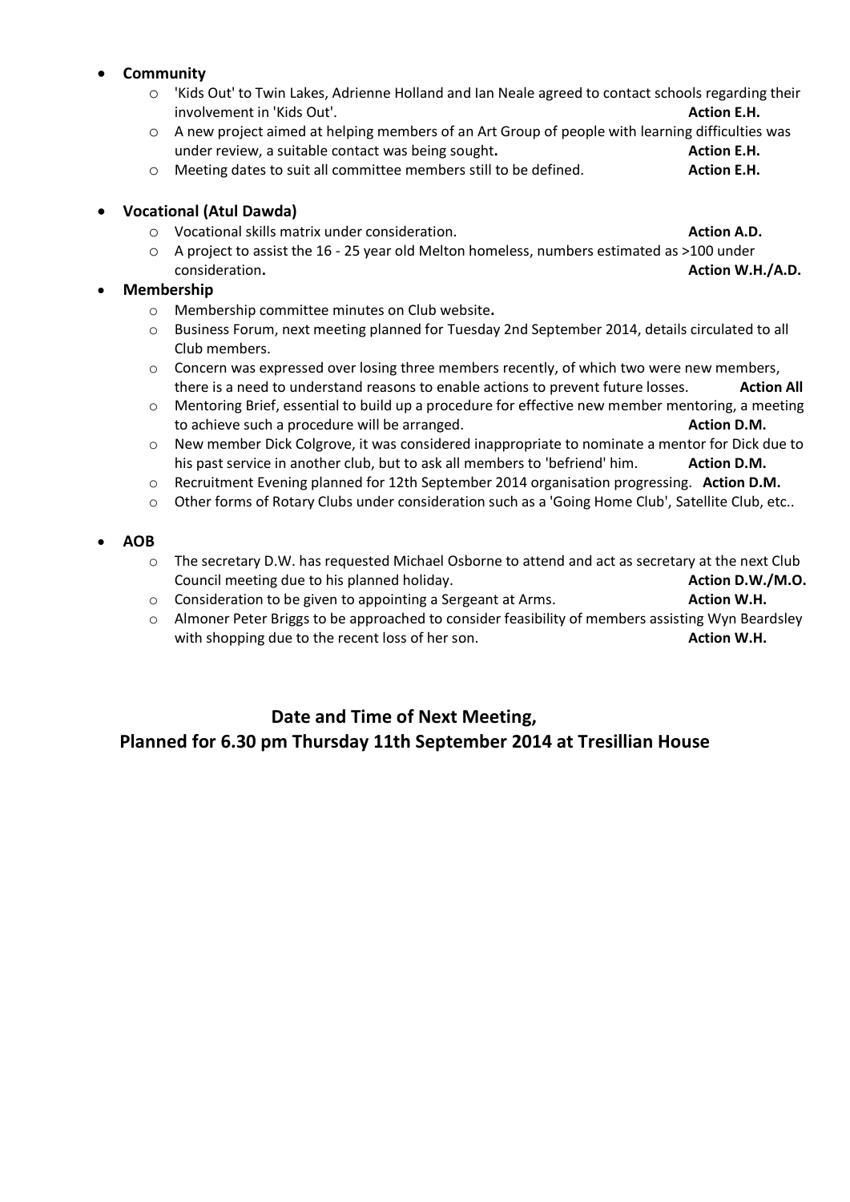- **Community**
  - 'Kids Out' to Twin Lakes, Adrienne Holland and Ian Neale agreed to contact schools regarding their involvement in 'Kids Out'. **Action E.H.**
  - A new project aimed at helping members of an Art Group of people with learning difficulties was under review, a suitable contact was being sought**.** **Action E.H.**
  - Meeting dates to suit all committee members still to be defined. **Action E.H.**

- **Vocational (Atul Dawda)**
  - Vocational skills matrix under consideration. **Action A.D.**
  - A project to assist the 16 - 25 year old Melton homeless, numbers estimated as >100 under consideration**.** **Action W.H./A.D.**

- **Membership**
  - Membership committee minutes on Club website**.**
  - Business Forum, next meeting planned for Tuesday 2nd September 2014, details circulated to all Club members.
  - Concern was expressed over losing three members recently, of which two were new members, there is a need to understand reasons to enable actions to prevent future losses. **Action All**
  - Mentoring Brief, essential to build up a procedure for effective new member mentoring, a meeting to achieve such a procedure will be arranged. **Action D.M.**
  - New member Dick Colgrove, it was considered inappropriate to nominate a mentor for Dick due to his past service in another club, but to ask all members to 'befriend' him. **Action D.M.**
  - Recruitment Evening planned for 12th September 2014 organisation progressing. **Action D.M.**
  - Other forms of Rotary Clubs under consideration such as a 'Going Home Club', Satellite Club, etc..

- **AOB**
  - The secretary D.W. has requested Michael Osborne to attend and act as secretary at the next Club Council meeting due to his planned holiday. **Action D.W./M.O.**
  - Consideration to be given to appointing a Sergeant at Arms. **Action W.H.**
  - Almoner Peter Briggs to be approached to consider feasibility of members assisting Wyn Beardsley with shopping due to the recent loss of her son. **Action W.H.**

## Date and Time of Next Meeting, Planned for 6.30 pm Thursday 11th September 2014 at Tresillian House